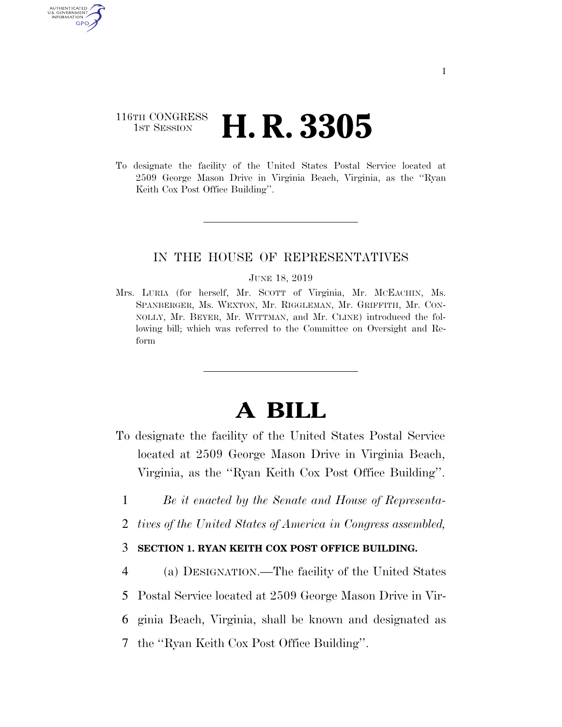116TH CONGRESS
1ST SESSION

# H. R. 3305

To designate the facility of the United States Postal Service located at 2509 George Mason Drive in Virginia Beach, Virginia, as the ''Ryan Keith Cox Post Office Building''.

IN THE HOUSE OF REPRESENTATIVES

JUNE 18, 2019

Mrs. LURIA (for herself, Mr. SCOTT of Virginia, Mr. MCEACHIN, Ms. SPANBERGER, Ms. WEXTON, Mr. RIGGLEMAN, Mr. GRIFFITH, Mr. CONNOLLY, Mr. BEYER, Mr. WITTMAN, and Mr. CLINE) introduced the following bill; which was referred to the Committee on Oversight and Reform

# A BILL

To designate the facility of the United States Postal Service located at 2509 George Mason Drive in Virginia Beach, Virginia, as the ''Ryan Keith Cox Post Office Building''.

1 *Be it enacted by the Senate and House of Representa-*
2 *tives of the United States of America in Congress assembled,*

3 **SECTION 1. RYAN KEITH COX POST OFFICE BUILDING.**

4 (a) DESIGNATION.—The facility of the United States
5 Postal Service located at 2509 George Mason Drive in Vir-
6 ginia Beach, Virginia, shall be known and designated as
7 the ''Ryan Keith Cox Post Office Building''.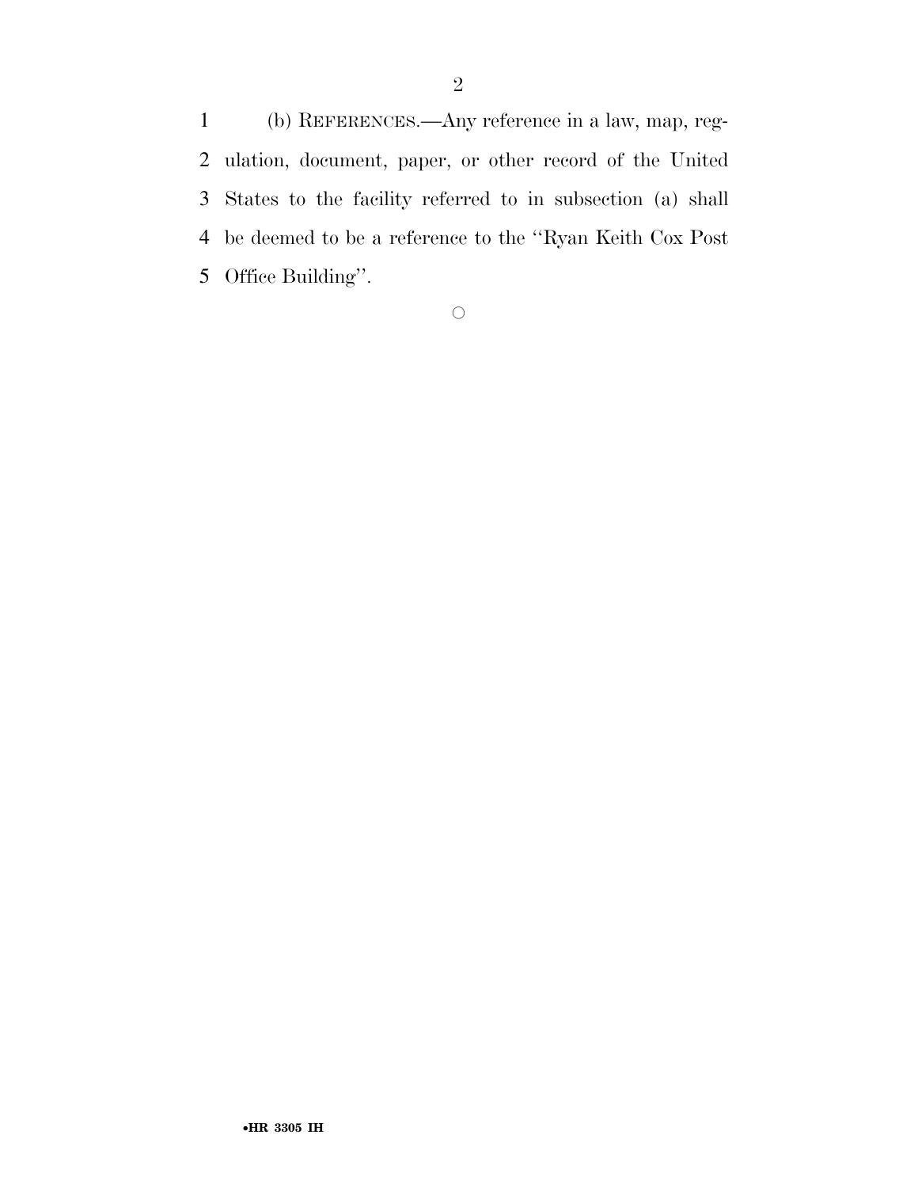(b) REFERENCES.—Any reference in a law, map, regulation, document, paper, or other record of the United States to the facility referred to in subsection (a) shall be deemed to be a reference to the ''Ryan Keith Cox Post Office Building''.

○